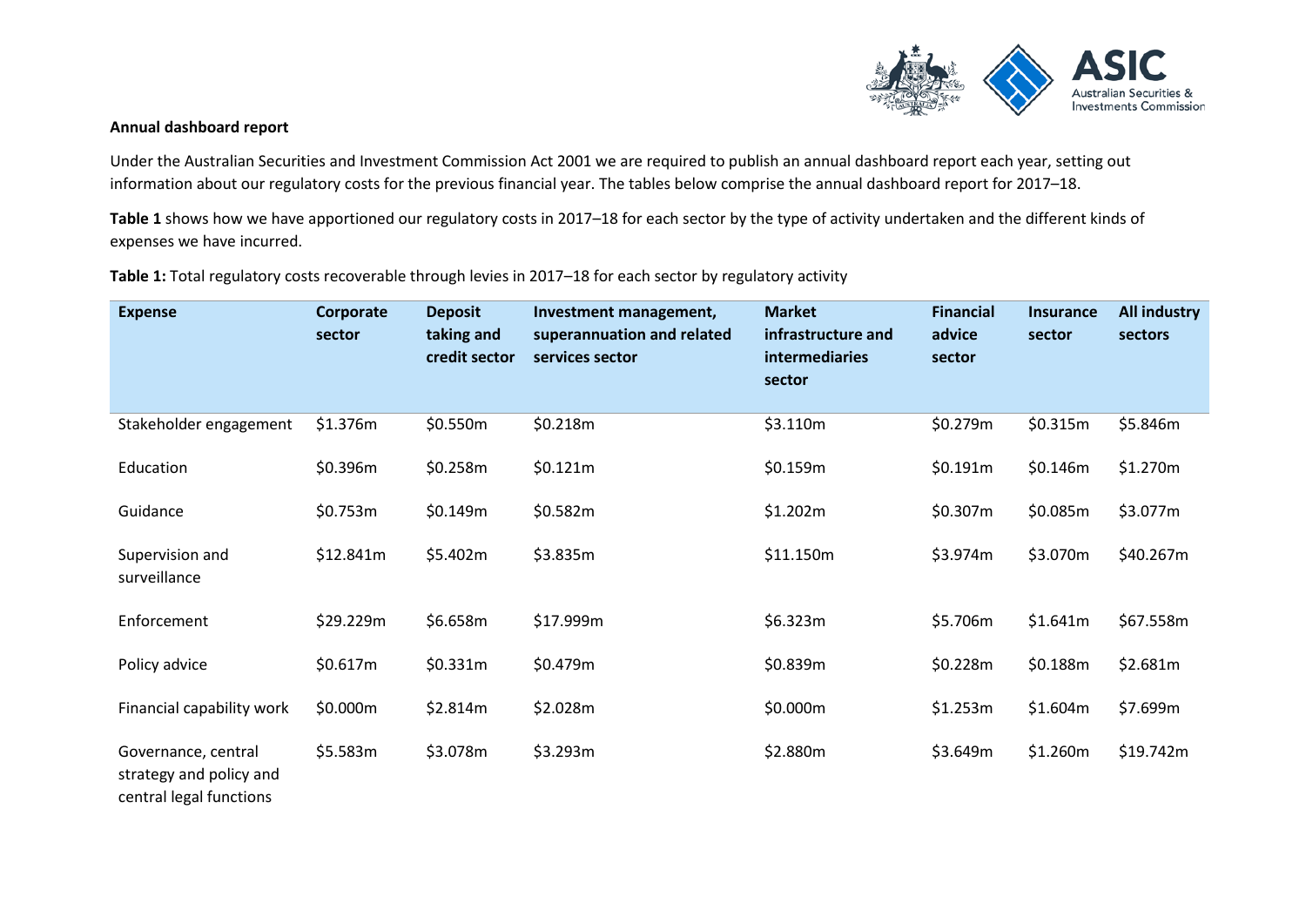**Annual dashboard report**

Under the Australian Securities and Investment Commission Act 2001 we are required to publish an annual dashboard report each year, setting out information about our regulatory costs for the previous financial year. The tables below comprise the annual dashboard report for 2017–18.

**Table 1** shows how we have apportioned our regulatory costs in 2017–18 for each sector by the type of activity undertaken and the different kinds of expenses we have incurred.

**Table 1:** Total regulatory costs recoverable through levies in 2017–18 for each sector by regulatory activity

| Expense | Corporate sector | Deposit taking and credit sector | Investment management, superannuation and related services sector | Market infrastructure and intermediaries sector | Financial advice sector | Insurance sector | All industry sectors |
|---|---|---|---|---|---|---|---|
| Stakeholder engagement | $1.376m | $0.550m | $0.218m | $3.110m | $0.279m | $0.315m | $5.846m |
| Education | $0.396m | $0.258m | $0.121m | $0.159m | $0.191m | $0.146m | $1.270m |
| Guidance | $0.753m | $0.149m | $0.582m | $1.202m | $0.307m | $0.085m | $3.077m |
| Supervision and surveillance | $12.841m | $5.402m | $3.835m | $11.150m | $3.974m | $3.070m | $40.267m |
| Enforcement | $29.229m | $6.658m | $17.999m | $6.323m | $5.706m | $1.641m | $67.558m |
| Policy advice | $0.617m | $0.331m | $0.479m | $0.839m | $0.228m | $0.188m | $2.681m |
| Financial capability work | $0.000m | $2.814m | $2.028m | $0.000m | $1.253m | $1.604m | $7.699m |
| Governance, central strategy and policy and central legal functions | $5.583m | $3.078m | $3.293m | $2.880m | $3.649m | $1.260m | $19.742m |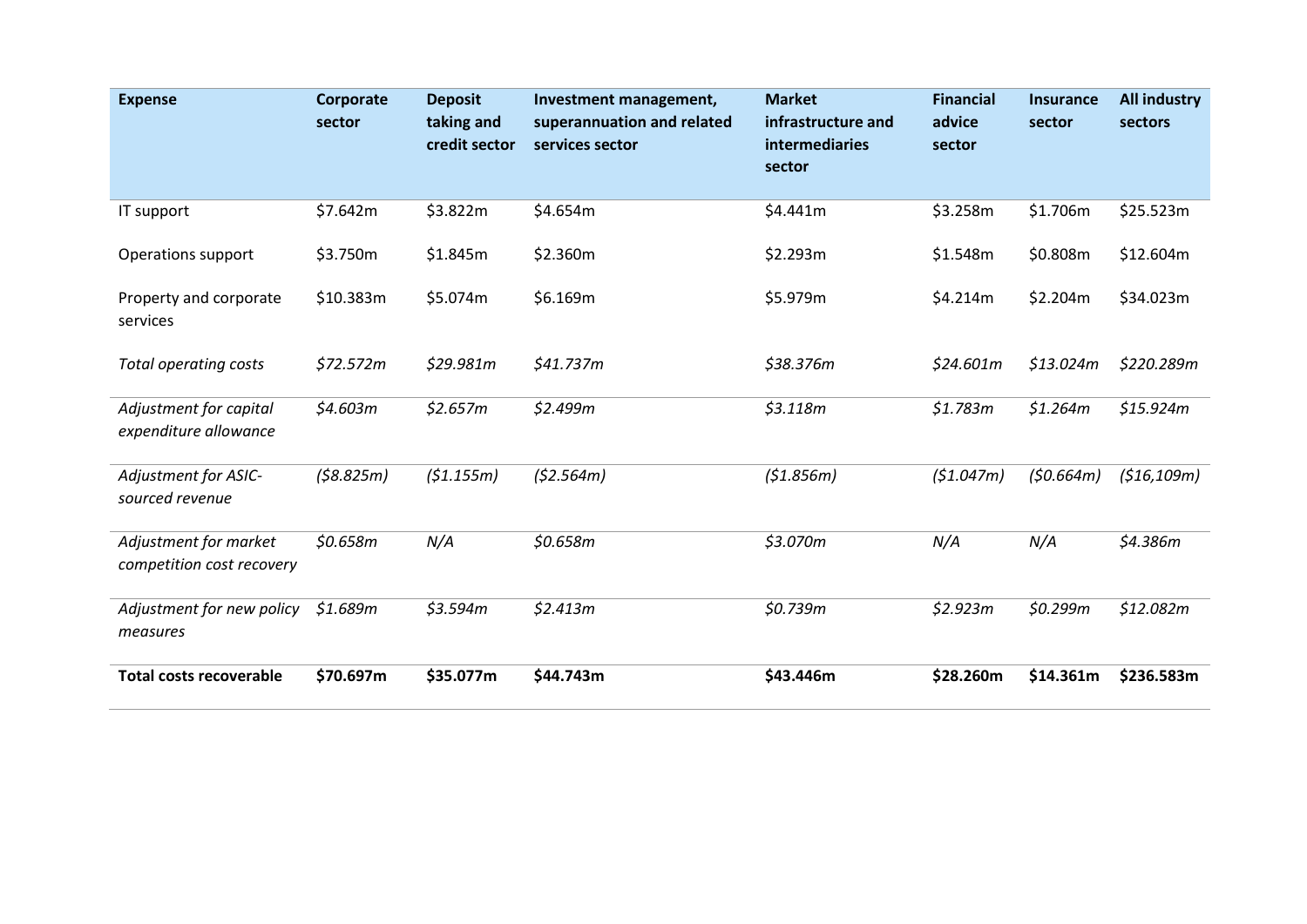| Expense | Corporate sector | Deposit taking and credit sector | Investment management, superannuation and related services sector | Market infrastructure and intermediaries sector | Financial advice sector | Insurance sector | All industry sectors |
|---|---|---|---|---|---|---|---|
| IT support | $7.642m | $3.822m | $4.654m | $4.441m | $3.258m | $1.706m | $25.523m |
| Operations support | $3.750m | $1.845m | $2.360m | $2.293m | $1.548m | $0.808m | $12.604m |
| Property and corporate services | $10.383m | $5.074m | $6.169m | $5.979m | $4.214m | $2.204m | $34.023m |
| *Total operating costs* | *$72.572m* | *$29.981m* | *$41.737m* | *$38.376m* | *$24.601m* | *$13.024m* | *$220.289m* |
| *Adjustment for capital expenditure allowance* | *$4.603m* | *$2.657m* | *$2.499m* | *$3.118m* | *$1.783m* | *$1.264m* | *$15.924m* |
| *Adjustment for ASIC-sourced revenue* | *($8.825m)* | *($1.155m)* | *($2.564m)* | *($1.856m)* | *($1.047m)* | *($0.664m)* | *($16,109m)* |
| *Adjustment for market competition cost recovery* | *$0.658m* | *N/A* | *$0.658m* | *$3.070m* | *N/A* | *N/A* | *$4.386m* |
| *Adjustment for new policy measures* | *$1.689m* | *$3.594m* | *$2.413m* | *$0.739m* | *$2.923m* | *$0.299m* | *$12.082m* |
| **Total costs recoverable** | **$70.697m** | **$35.077m** | **$44.743m** | **$43.446m** | **$28.260m** | **$14.361m** | **$236.583m** |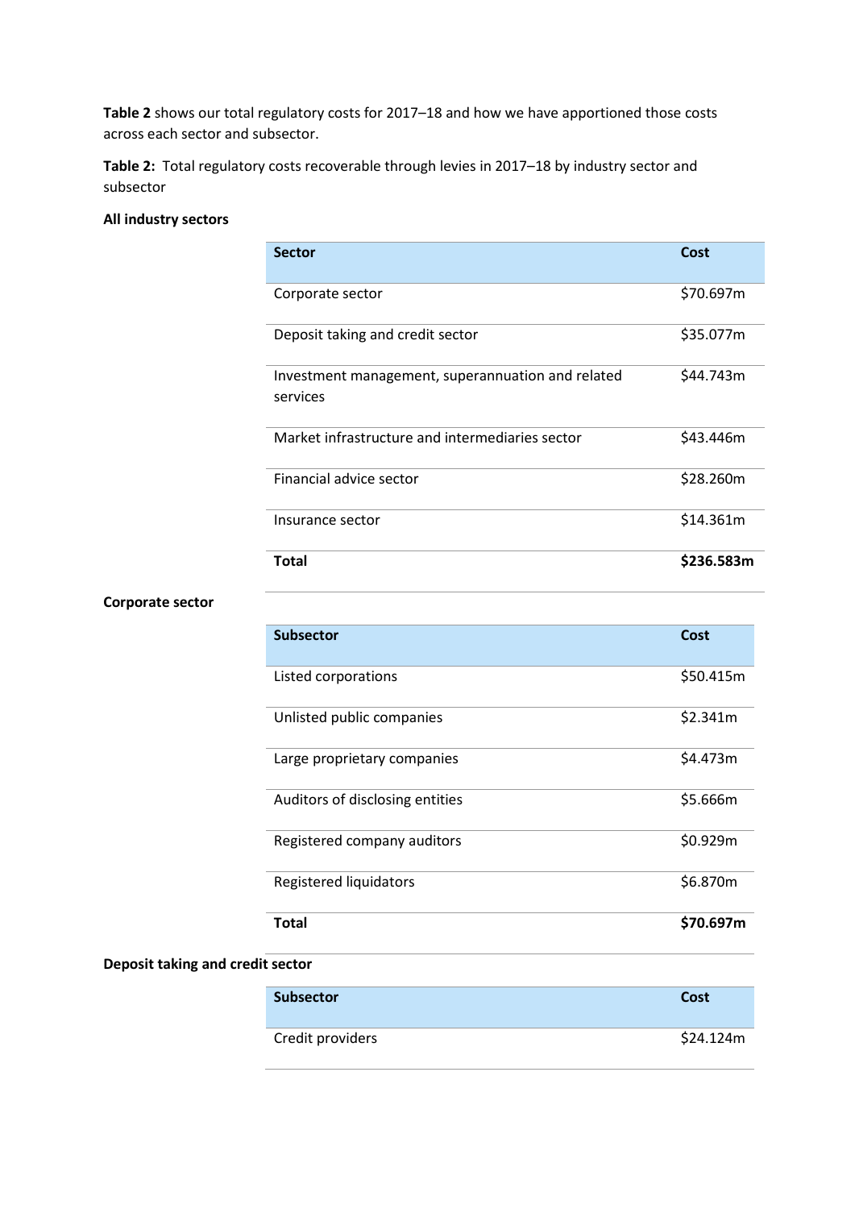**Table 2** shows our total regulatory costs for 2017–18 and how we have apportioned those costs across each sector and subsector.

**Table 2:** Total regulatory costs recoverable through levies in 2017–18 by industry sector and subsector

**All industry sectors**

| Sector | Cost |
|---|---|
| Corporate sector | $70.697m |
| Deposit taking and credit sector | $35.077m |
| Investment management, superannuation and related services | $44.743m |
| Market infrastructure and intermediaries sector | $43.446m |
| Financial advice sector | $28.260m |
| Insurance sector | $14.361m |
| **Total** | **$236.583m** |

**Corporate sector**

| Subsector | Cost |
|---|---|
| Listed corporations | $50.415m |
| Unlisted public companies | $2.341m |
| Large proprietary companies | $4.473m |
| Auditors of disclosing entities | $5.666m |
| Registered company auditors | $0.929m |
| Registered liquidators | $6.870m |
| **Total** | **$70.697m** |

**Deposit taking and credit sector**

| Subsector | Cost |
|---|---|
| Credit providers | $24.124m |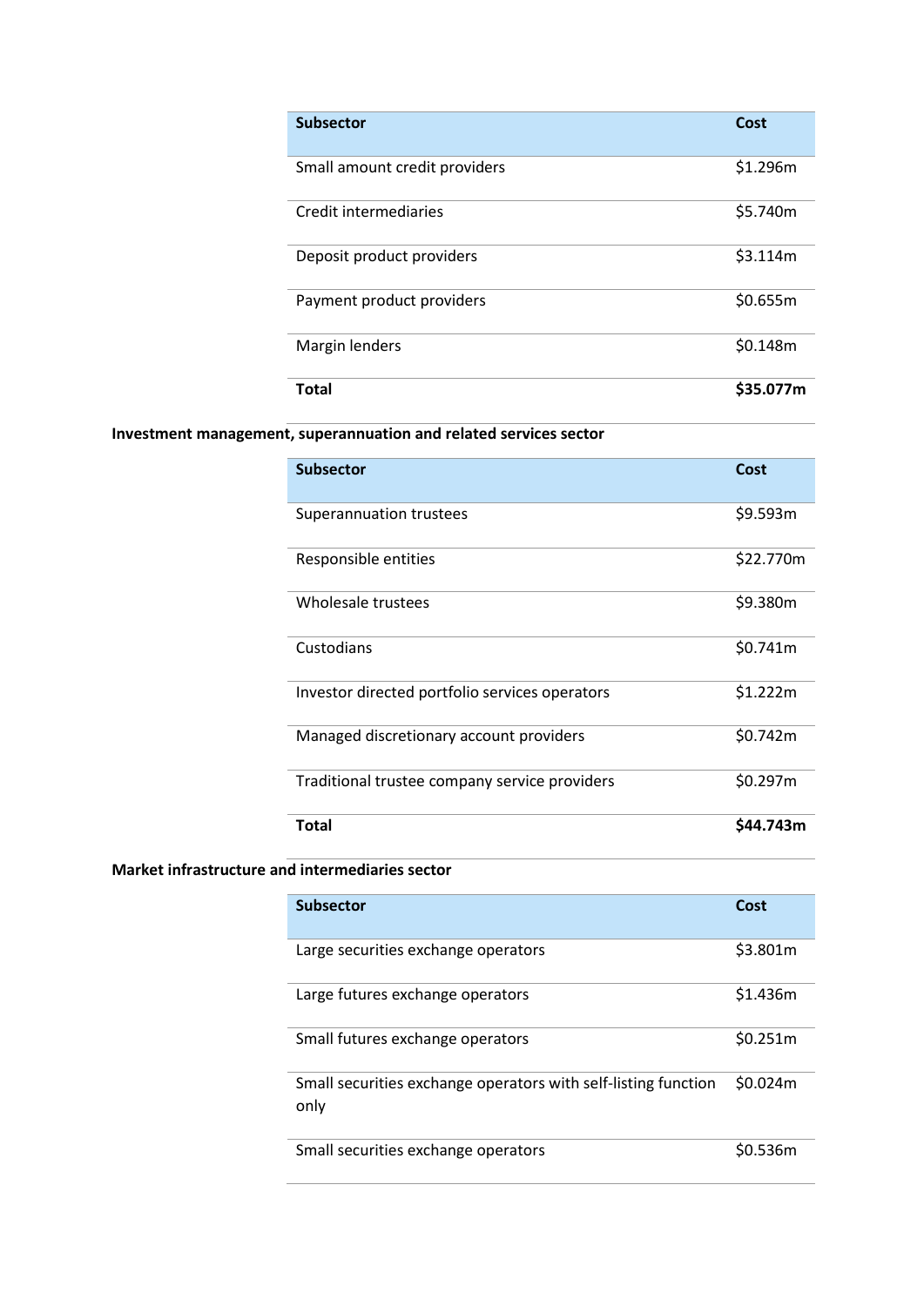| Subsector | Cost |
| --- | --- |
| Small amount credit providers | $1.296m |
| Credit intermediaries | $5.740m |
| Deposit product providers | $3.114m |
| Payment product providers | $0.655m |
| Margin lenders | $0.148m |
| **Total** | **$35.077m** |

**Investment management, superannuation and related services sector**

| Subsector | Cost |
| --- | --- |
| Superannuation trustees | $9.593m |
| Responsible entities | $22.770m |
| Wholesale trustees | $9.380m |
| Custodians | $0.741m |
| Investor directed portfolio services operators | $1.222m |
| Managed discretionary account providers | $0.742m |
| Traditional trustee company service providers | $0.297m |
| **Total** | **$44.743m** |

**Market infrastructure and intermediaries sector**

| Subsector | Cost |
| --- | --- |
| Large securities exchange operators | $3.801m |
| Large futures exchange operators | $1.436m |
| Small futures exchange operators | $0.251m |
| Small securities exchange operators with self-listing function only | $0.024m |
| Small securities exchange operators | $0.536m |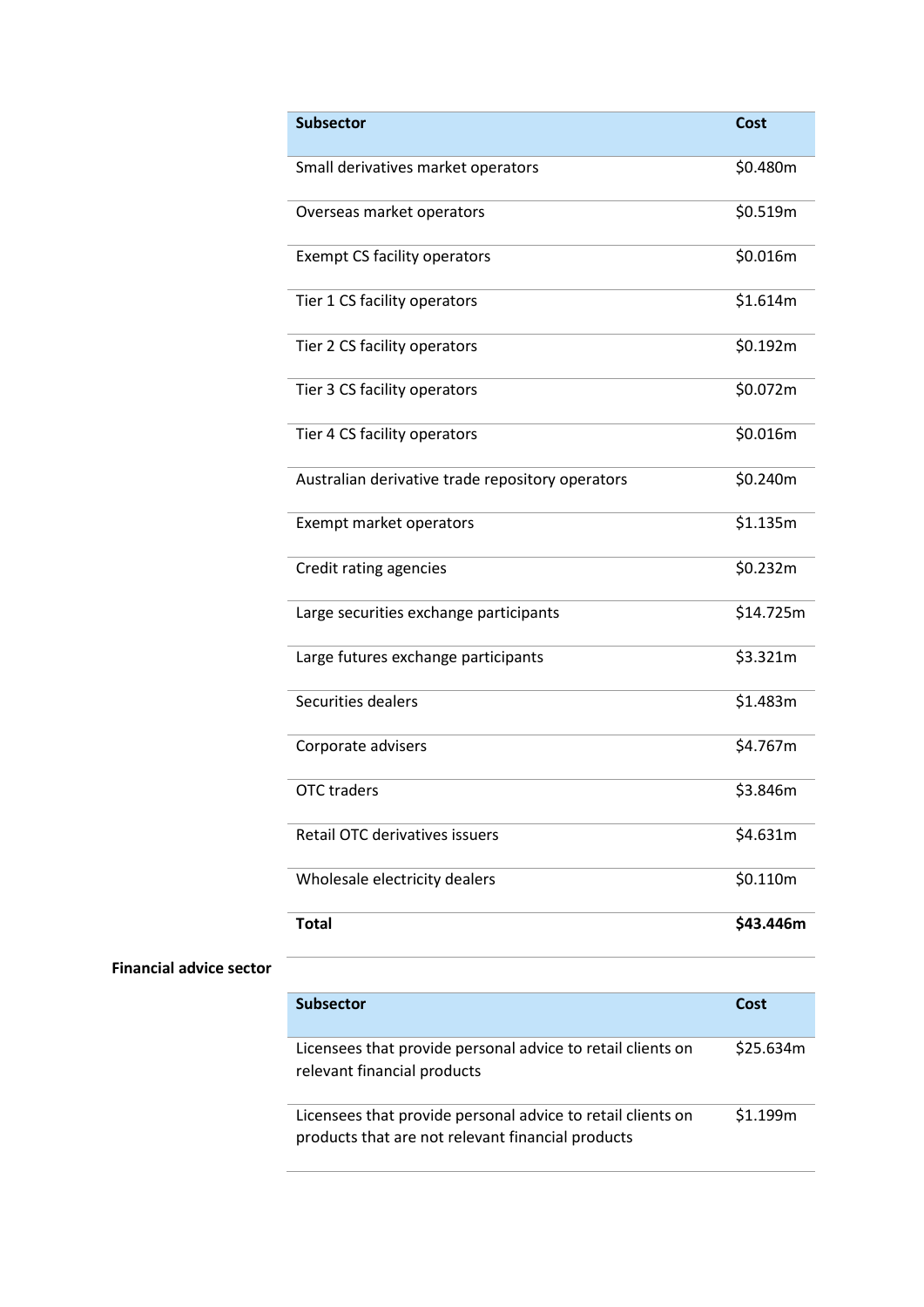| Subsector | Cost |
| --- | --- |
| Small derivatives market operators | $0.480m |
| Overseas market operators | $0.519m |
| Exempt CS facility operators | $0.016m |
| Tier 1 CS facility operators | $1.614m |
| Tier 2 CS facility operators | $0.192m |
| Tier 3 CS facility operators | $0.072m |
| Tier 4 CS facility operators | $0.016m |
| Australian derivative trade repository operators | $0.240m |
| Exempt market operators | $1.135m |
| Credit rating agencies | $0.232m |
| Large securities exchange participants | $14.725m |
| Large futures exchange participants | $3.321m |
| Securities dealers | $1.483m |
| Corporate advisers | $4.767m |
| OTC traders | $3.846m |
| Retail OTC derivatives issuers | $4.631m |
| Wholesale electricity dealers | $0.110m |
| **Total** | **$43.446m** |

**Financial advice sector**

| Subsector | Cost |
| --- | --- |
| Licensees that provide personal advice to retail clients on relevant financial products | $25.634m |
| Licensees that provide personal advice to retail clients on products that are not relevant financial products | $1.199m |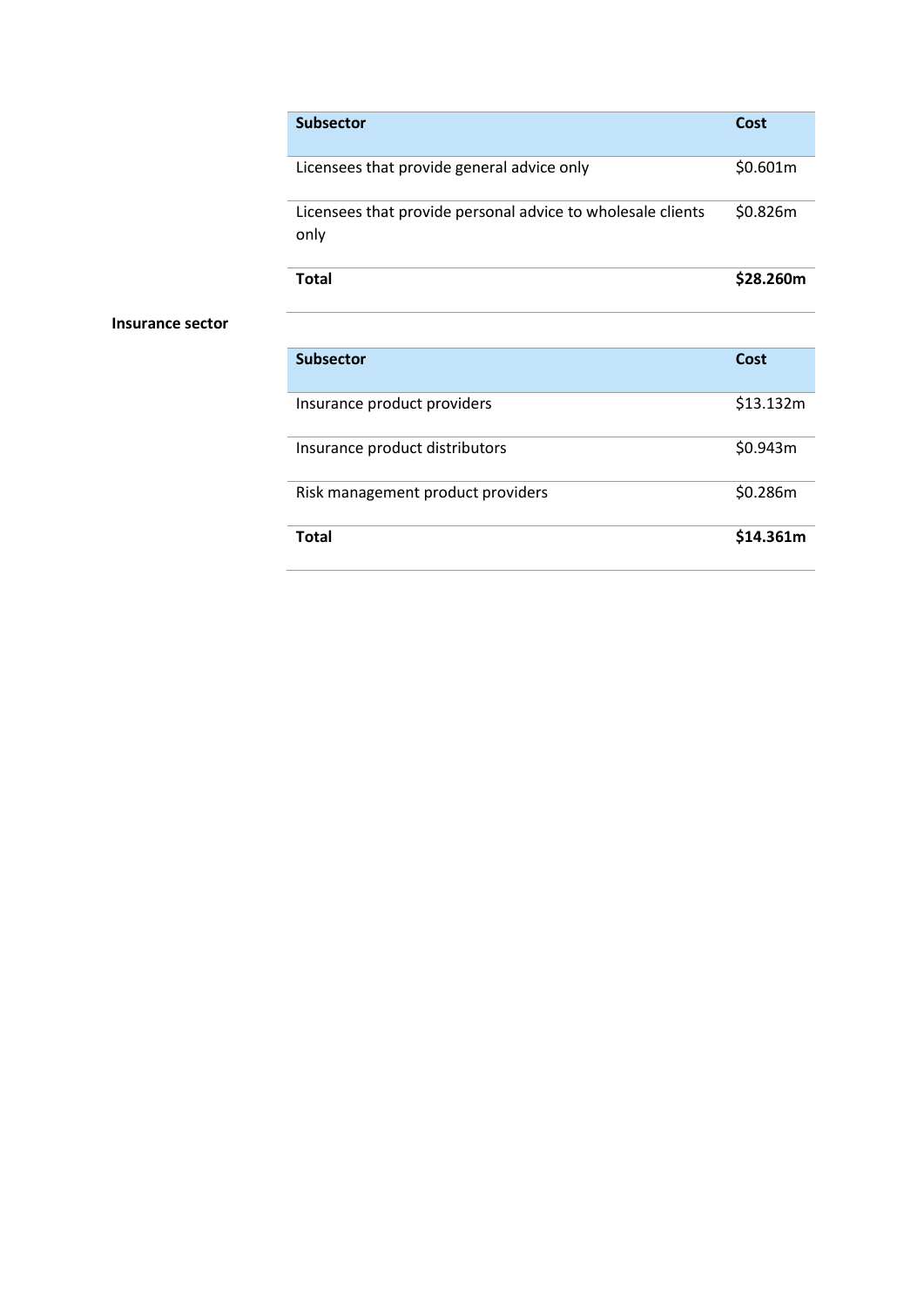| Subsector | Cost |
| --- | --- |
| Licensees that provide general advice only | $0.601m |
| Licensees that provide personal advice to wholesale clients only | $0.826m |
| **Total** | **$28.260m** |

**Insurance sector**

| Subsector | Cost |
| --- | --- |
| Insurance product providers | $13.132m |
| Insurance product distributors | $0.943m |
| Risk management product providers | $0.286m |
| **Total** | **$14.361m** |